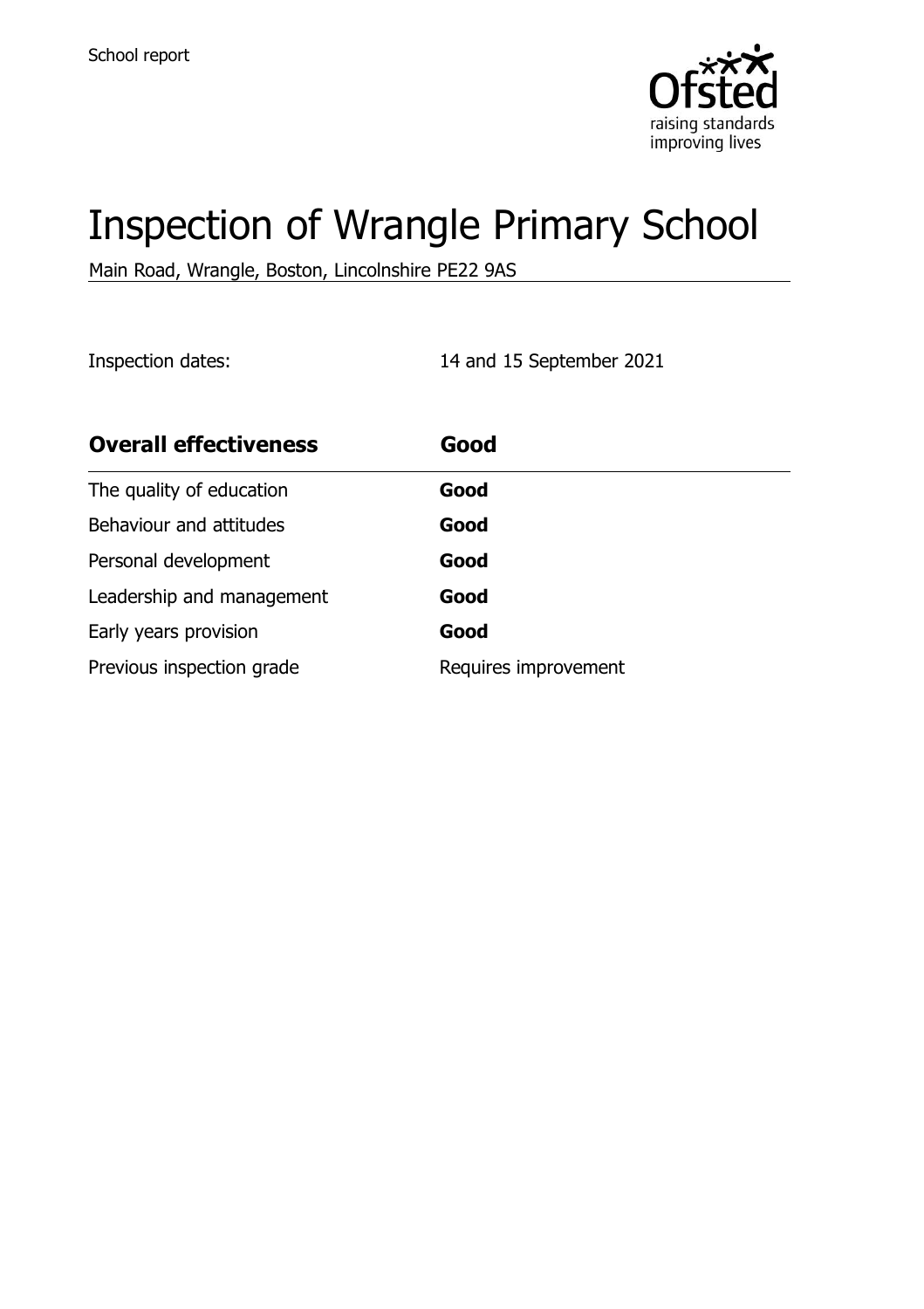School report

# Inspection of Wrangle Primary School

Main Road, Wrangle, Boston, Lincolnshire PE22 9AS

Inspection dates: 14 and 15 September 2021

| **Overall effectiveness** | **Good** |
|---|---|
| The quality of education | **Good** |
| Behaviour and attitudes | **Good** |
| Personal development | **Good** |
| Leadership and management | **Good** |
| Early years provision | **Good** |
| Previous inspection grade | Requires improvement |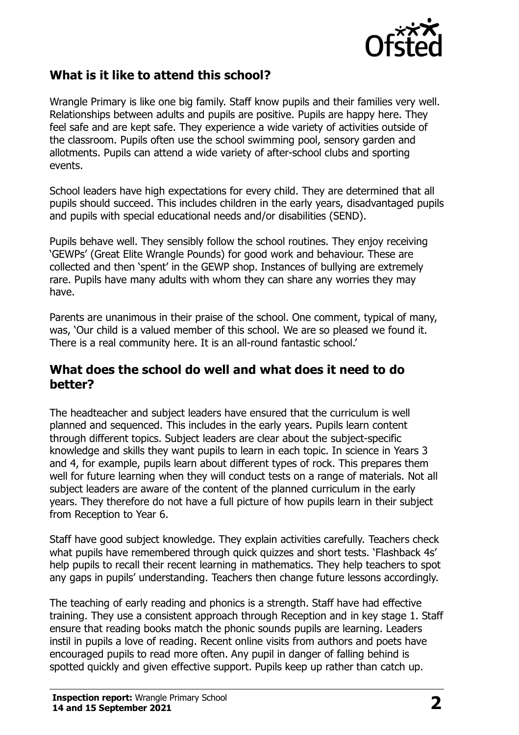## What is it like to attend this school?

Wrangle Primary is like one big family. Staff know pupils and their families very well. Relationships between adults and pupils are positive. Pupils are happy here. They feel safe and are kept safe. They experience a wide variety of activities outside of the classroom. Pupils often use the school swimming pool, sensory garden and allotments. Pupils can attend a wide variety of after-school clubs and sporting events.

School leaders have high expectations for every child. They are determined that all pupils should succeed. This includes children in the early years, disadvantaged pupils and pupils with special educational needs and/or disabilities (SEND).

Pupils behave well. They sensibly follow the school routines. They enjoy receiving 'GEWPs' (Great Elite Wrangle Pounds) for good work and behaviour. These are collected and then 'spent' in the GEWP shop. Instances of bullying are extremely rare. Pupils have many adults with whom they can share any worries they may have.

Parents are unanimous in their praise of the school. One comment, typical of many, was, 'Our child is a valued member of this school. We are so pleased we found it. There is a real community here. It is an all-round fantastic school.'

## What does the school do well and what does it need to do better?

The headteacher and subject leaders have ensured that the curriculum is well planned and sequenced. This includes in the early years. Pupils learn content through different topics. Subject leaders are clear about the subject-specific knowledge and skills they want pupils to learn in each topic. In science in Years 3 and 4, for example, pupils learn about different types of rock. This prepares them well for future learning when they will conduct tests on a range of materials. Not all subject leaders are aware of the content of the planned curriculum in the early years. They therefore do not have a full picture of how pupils learn in their subject from Reception to Year 6.

Staff have good subject knowledge. They explain activities carefully. Teachers check what pupils have remembered through quick quizzes and short tests. 'Flashback 4s' help pupils to recall their recent learning in mathematics. They help teachers to spot any gaps in pupils' understanding. Teachers then change future lessons accordingly.

The teaching of early reading and phonics is a strength. Staff have had effective training. They use a consistent approach through Reception and in key stage 1. Staff ensure that reading books match the phonic sounds pupils are learning. Leaders instil in pupils a love of reading. Recent online visits from authors and poets have encouraged pupils to read more often. Any pupil in danger of falling behind is spotted quickly and given effective support. Pupils keep up rather than catch up.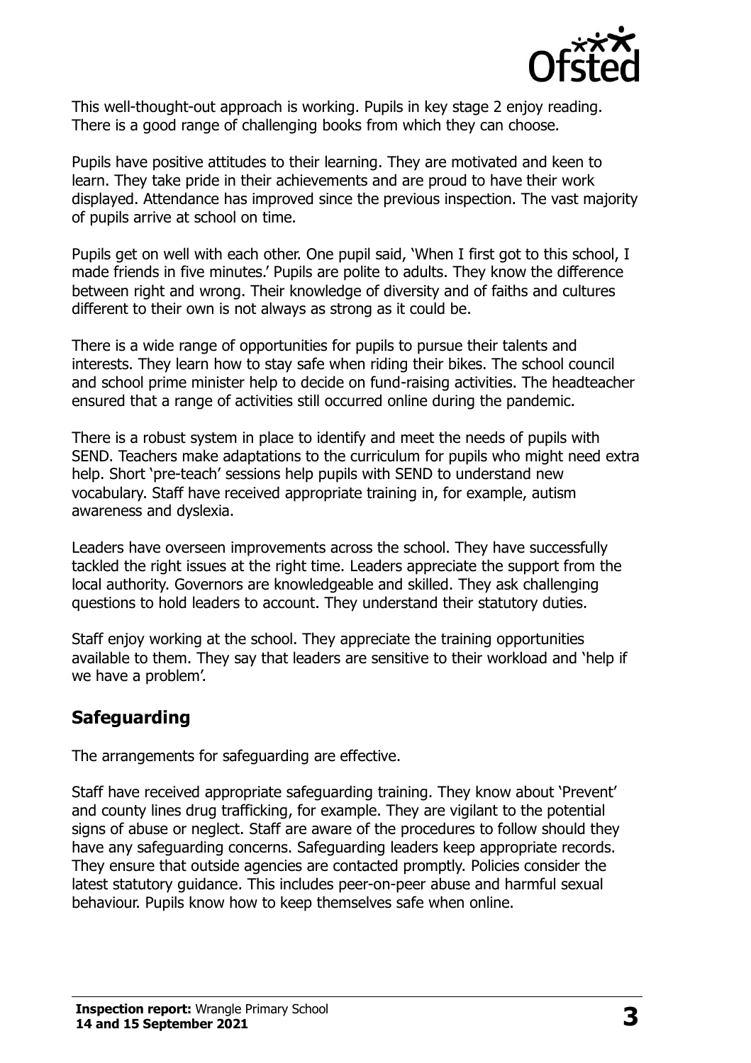This well-thought-out approach is working. Pupils in key stage 2 enjoy reading. There is a good range of challenging books from which they can choose.

Pupils have positive attitudes to their learning. They are motivated and keen to learn. They take pride in their achievements and are proud to have their work displayed. Attendance has improved since the previous inspection. The vast majority of pupils arrive at school on time.

Pupils get on well with each other. One pupil said, 'When I first got to this school, I made friends in five minutes.' Pupils are polite to adults. They know the difference between right and wrong. Their knowledge of diversity and of faiths and cultures different to their own is not always as strong as it could be.

There is a wide range of opportunities for pupils to pursue their talents and interests. They learn how to stay safe when riding their bikes. The school council and school prime minister help to decide on fund-raising activities. The headteacher ensured that a range of activities still occurred online during the pandemic.

There is a robust system in place to identify and meet the needs of pupils with SEND. Teachers make adaptations to the curriculum for pupils who might need extra help. Short 'pre-teach' sessions help pupils with SEND to understand new vocabulary. Staff have received appropriate training in, for example, autism awareness and dyslexia.

Leaders have overseen improvements across the school. They have successfully tackled the right issues at the right time. Leaders appreciate the support from the local authority. Governors are knowledgeable and skilled. They ask challenging questions to hold leaders to account. They understand their statutory duties.

Staff enjoy working at the school. They appreciate the training opportunities available to them. They say that leaders are sensitive to their workload and 'help if we have a problem'.

## Safeguarding

The arrangements for safeguarding are effective.

Staff have received appropriate safeguarding training. They know about 'Prevent' and county lines drug trafficking, for example. They are vigilant to the potential signs of abuse or neglect. Staff are aware of the procedures to follow should they have any safeguarding concerns. Safeguarding leaders keep appropriate records. They ensure that outside agencies are contacted promptly. Policies consider the latest statutory guidance. This includes peer-on-peer abuse and harmful sexual behaviour. Pupils know how to keep themselves safe when online.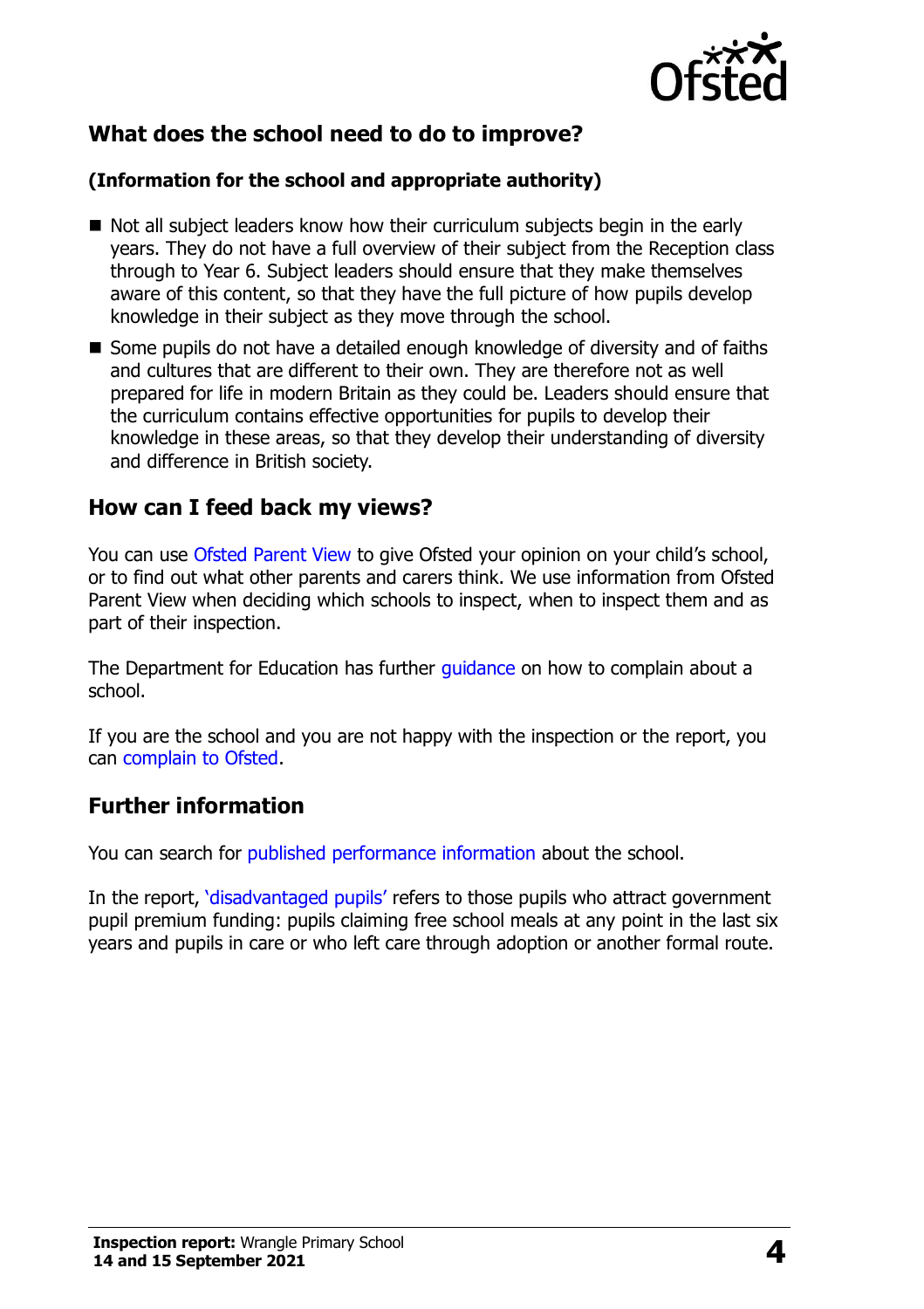## What does the school need to do to improve?

**(Information for the school and appropriate authority)**

- Not all subject leaders know how their curriculum subjects begin in the early years. They do not have a full overview of their subject from the Reception class through to Year 6. Subject leaders should ensure that they make themselves aware of this content, so that they have the full picture of how pupils develop knowledge in their subject as they move through the school.
- Some pupils do not have a detailed enough knowledge of diversity and of faiths and cultures that are different to their own. They are therefore not as well prepared for life in modern Britain as they could be. Leaders should ensure that the curriculum contains effective opportunities for pupils to develop their knowledge in these areas, so that they develop their understanding of diversity and difference in British society.

## How can I feed back my views?

You can use Ofsted Parent View to give Ofsted your opinion on your child's school, or to find out what other parents and carers think. We use information from Ofsted Parent View when deciding which schools to inspect, when to inspect them and as part of their inspection.

The Department for Education has further guidance on how to complain about a school.

If you are the school and you are not happy with the inspection or the report, you can complain to Ofsted.

## Further information

You can search for published performance information about the school.

In the report, 'disadvantaged pupils' refers to those pupils who attract government pupil premium funding: pupils claiming free school meals at any point in the last six years and pupils in care or who left care through adoption or another formal route.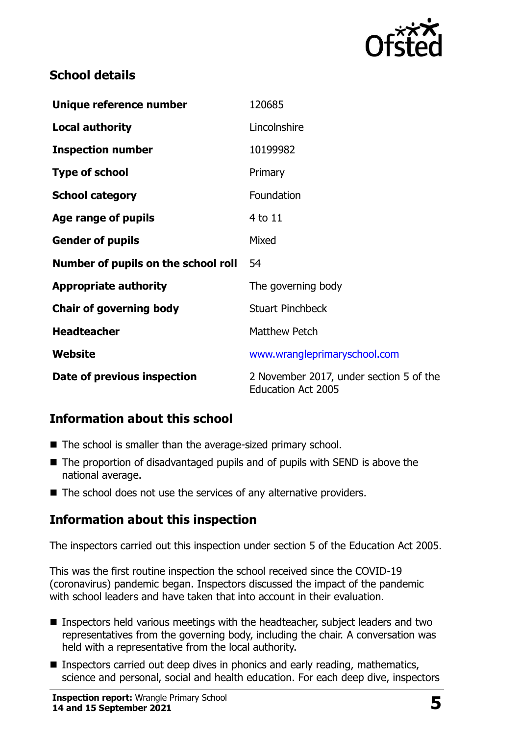## School details

| | |
|---|---|
| **Unique reference number** | 120685 |
| **Local authority** | Lincolnshire |
| **Inspection number** | 10199982 |
| **Type of school** | Primary |
| **School category** | Foundation |
| **Age range of pupils** | 4 to 11 |
| **Gender of pupils** | Mixed |
| **Number of pupils on the school roll** | 54 |
| **Appropriate authority** | The governing body |
| **Chair of governing body** | Stuart Pinchbeck |
| **Headteacher** | Matthew Petch |
| **Website** | www.wrangleprimaryschool.com |
| **Date of previous inspection** | 2 November 2017, under section 5 of the Education Act 2005 |

## Information about this school

- The school is smaller than the average-sized primary school.
- The proportion of disadvantaged pupils and of pupils with SEND is above the national average.
- The school does not use the services of any alternative providers.

## Information about this inspection

The inspectors carried out this inspection under section 5 of the Education Act 2005.

This was the first routine inspection the school received since the COVID-19 (coronavirus) pandemic began. Inspectors discussed the impact of the pandemic with school leaders and have taken that into account in their evaluation.

- Inspectors held various meetings with the headteacher, subject leaders and two representatives from the governing body, including the chair. A conversation was held with a representative from the local authority.
- Inspectors carried out deep dives in phonics and early reading, mathematics, science and personal, social and health education. For each deep dive, inspectors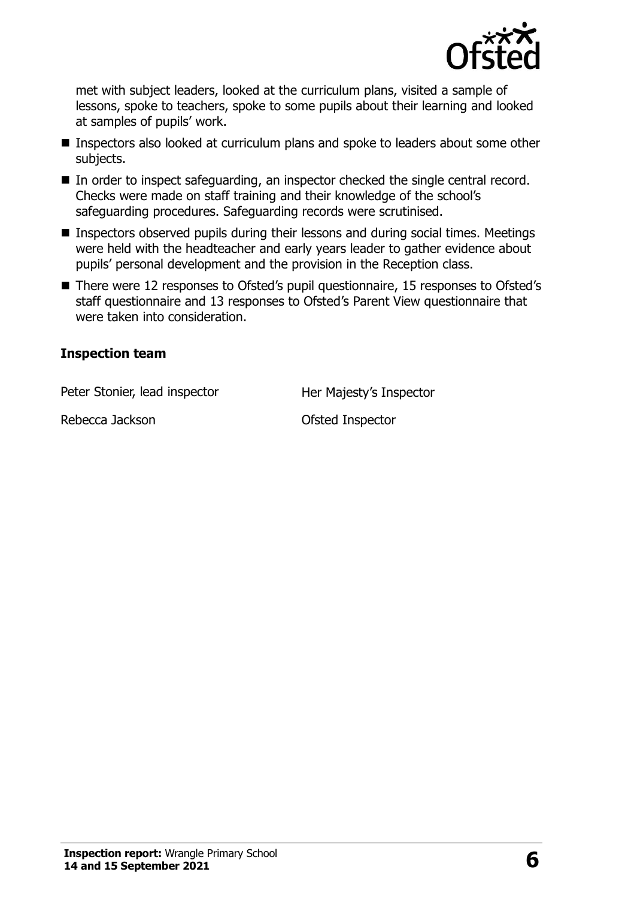met with subject leaders, looked at the curriculum plans, visited a sample of lessons, spoke to teachers, spoke to some pupils about their learning and looked at samples of pupils' work.

- Inspectors also looked at curriculum plans and spoke to leaders about some other subjects.
- In order to inspect safeguarding, an inspector checked the single central record. Checks were made on staff training and their knowledge of the school's safeguarding procedures. Safeguarding records were scrutinised.
- Inspectors observed pupils during their lessons and during social times. Meetings were held with the headteacher and early years leader to gather evidence about pupils' personal development and the provision in the Reception class.
- There were 12 responses to Ofsted's pupil questionnaire, 15 responses to Ofsted's staff questionnaire and 13 responses to Ofsted's Parent View questionnaire that were taken into consideration.

### Inspection team

| | |
|---|---|
| Peter Stonier, lead inspector | Her Majesty's Inspector |
| Rebecca Jackson | Ofsted Inspector |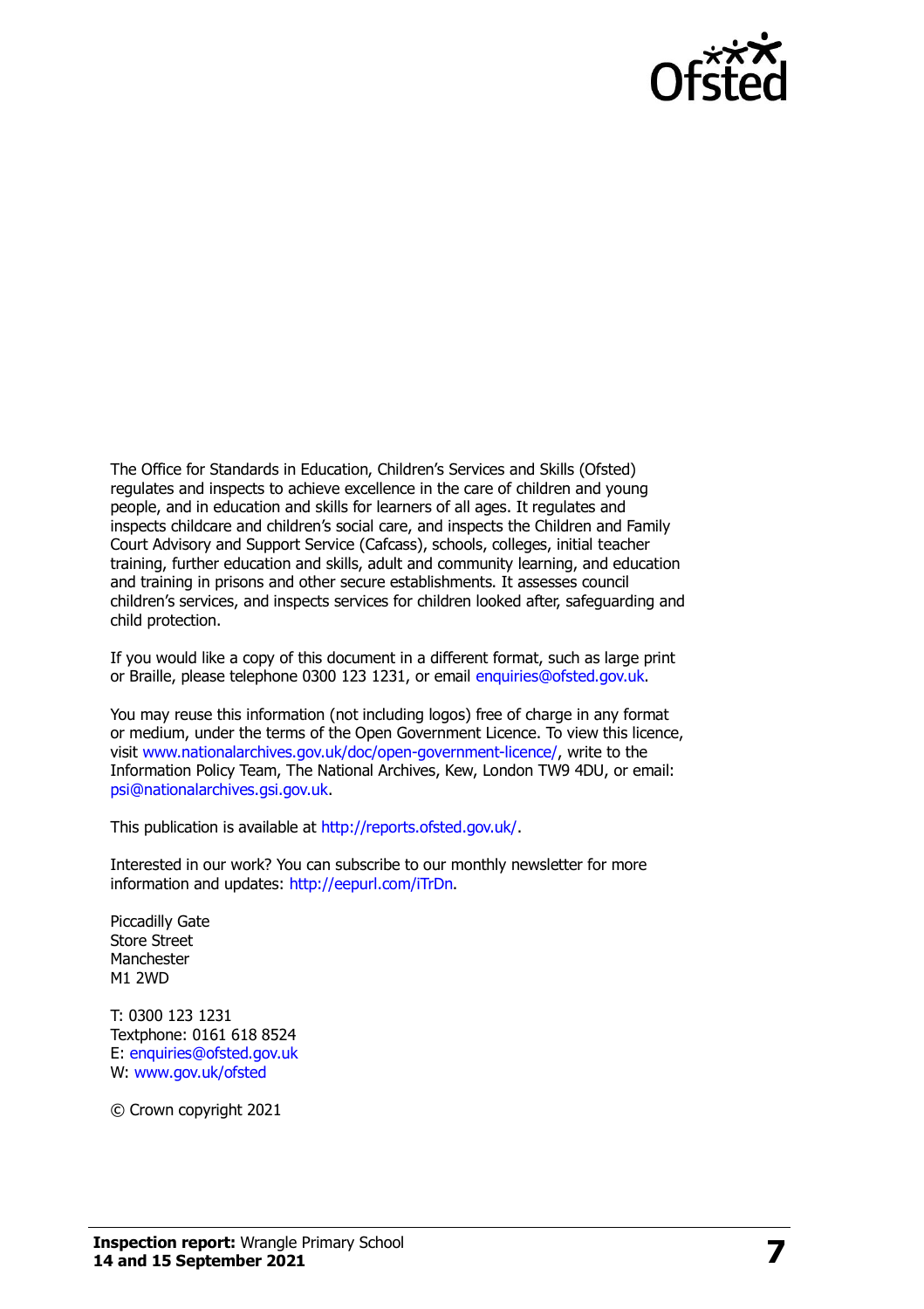The Office for Standards in Education, Children's Services and Skills (Ofsted) regulates and inspects to achieve excellence in the care of children and young people, and in education and skills for learners of all ages. It regulates and inspects childcare and children's social care, and inspects the Children and Family Court Advisory and Support Service (Cafcass), schools, colleges, initial teacher training, further education and skills, adult and community learning, and education and training in prisons and other secure establishments. It assesses council children's services, and inspects services for children looked after, safeguarding and child protection.

If you would like a copy of this document in a different format, such as large print or Braille, please telephone 0300 123 1231, or email enquiries@ofsted.gov.uk.

You may reuse this information (not including logos) free of charge in any format or medium, under the terms of the Open Government Licence. To view this licence, visit www.nationalarchives.gov.uk/doc/open-government-licence/, write to the Information Policy Team, The National Archives, Kew, London TW9 4DU, or email: psi@nationalarchives.gsi.gov.uk.

This publication is available at http://reports.ofsted.gov.uk/.

Interested in our work? You can subscribe to our monthly newsletter for more information and updates: http://eepurl.com/iTrDn.

Piccadilly Gate
Store Street
Manchester
M1 2WD

T: 0300 123 1231
Textphone: 0161 618 8524
E: enquiries@ofsted.gov.uk
W: www.gov.uk/ofsted

© Crown copyright 2021